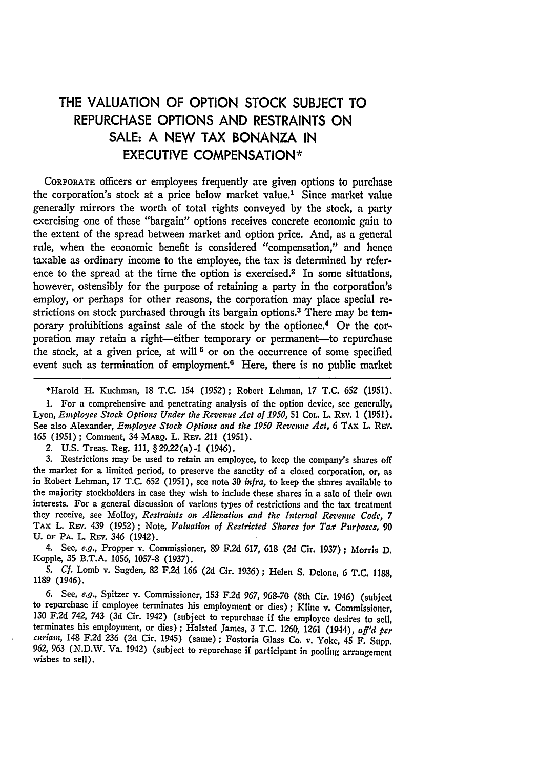# THE VALUATION OF OPTION STOCK SUBJECT TO REPURCHASE OPTIONS AND RESTRAINTS ON SALE: A NEW TAX BONANZA IN EXECUTIVE COMPENSATION*

CORPORATE officers or employees frequently are given options to purchase the corporation's stock at a price below market value.[1] Since market value generally mirrors the worth of total rights conveyed by the stock, a party exercising one of these "bargain" options receives concrete economic gain to the extent of the spread between market and option price. And, as a general rule, when the economic benefit is considered "compensation," and hence taxable as ordinary income to the employee, the tax is determined by reference to the spread at the time the option is exercised.[2] In some situations, however, ostensibly for the purpose of retaining a party in the corporation's employ, or perhaps for other reasons, the corporation may place special restrictions on stock purchased through its bargain options.[3] There may be temporary prohibitions against sale of the stock by the optionee.[4] Or the corporation may retain a right—either temporary or permanent—to repurchase the stock, at a given price, at will [5] or on the occurrence of some specified event such as termination of employment.[6] Here, there is no public market

---

*Harold H. Kuchman, 18 T.C. 154 (1952); Robert Lehman, 17 T.C. 652 (1951).

1. For a comprehensive and penetrating analysis of the option device, see generally, Lyon, *Employee Stock Options Under the Revenue Act of 1950*, 51 COL. L. REV. 1 (1951). See also Alexander, *Employee Stock Options and the 1950 Revenue Act*, 6 TAX L. REV. 165 (1951); Comment, 34 MARQ. L. REV. 211 (1951).

2. U.S. Treas. Reg. 111, § 29.22(a)-1 (1946).

3. Restrictions may be used to retain an employee, to keep the company's shares off the market for a limited period, to preserve the sanctity of a closed corporation, or, as in Robert Lehman, 17 T.C. 652 (1951), see note 30 *infra*, to keep the shares available to the majority stockholders in case they wish to include these shares in a sale of their own interests. For a general discussion of various types of restrictions and the tax treatment they receive, see Molloy, *Restraints on Alienation and the Internal Revenue Code*, 7 TAX L. REV. 439 (1952); Note, *Valuation of Restricted Shares for Tax Purposes*, 90 U. OF PA. L. REV. 346 (1942).

4. See, *e.g.*, Propper v. Commissioner, 89 F.2d 617, 618 (2d Cir. 1937); Morris D. Kopple, 35 B.T.A. 1056, 1057-8 (1937).

5. *Cf.* Lomb v. Sugden, 82 F.2d 166 (2d Cir. 1936); Helen S. Delone, 6 T.C. 1188, 1189 (1946).

6. See, *e.g.*, Spitzer v. Commissioner, 153 F.2d 967, 968-70 (8th Cir. 1946) (subject to repurchase if employee terminates his employment or dies); Kline v. Commissioner, 130 F.2d 742, 743 (3d Cir. 1942) (subject to repurchase if the employee desires to sell, terminates his employment, or dies); Halsted James, 3 T.C. 1260, 1261 (1944), *aff'd per curiam*, 148 F.2d 236 (2d Cir. 1945) (same); Fostoria Glass Co. v. Yoke, 45 F. Supp. 962, 963 (N.D.W. Va. 1942) (subject to repurchase if participant in pooling arrangement wishes to sell).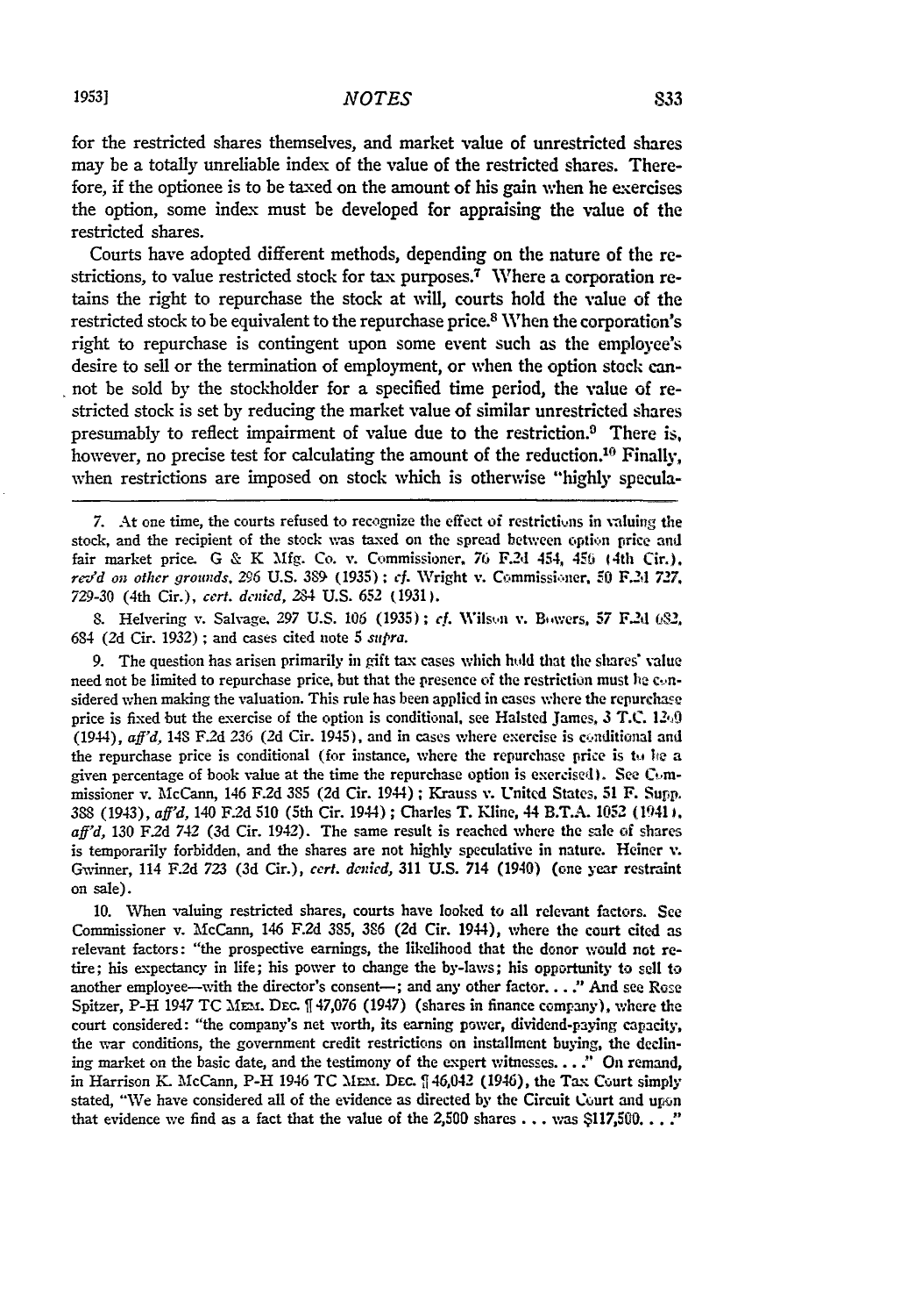for the restricted shares themselves, and market value of unrestricted shares may be a totally unreliable index of the value of the restricted shares. Therefore, if the optionee is to be taxed on the amount of his gain when he exercises the option, some index must be developed for appraising the value of the restricted shares.

Courts have adopted different methods, depending on the nature of the restrictions, to value restricted stock for tax purposes.[7] Where a corporation retains the right to repurchase the stock at will, courts hold the value of the restricted stock to be equivalent to the repurchase price.[8] When the corporation's right to repurchase is contingent upon some event such as the employee's desire to sell or the termination of employment, or when the option stock cannot be sold by the stockholder for a specified time period, the value of restricted stock is set by reducing the market value of similar unrestricted shares presumably to reflect impairment of value due to the restriction.[9] There is, however, no precise test for calculating the amount of the reduction.[10] Finally, when restrictions are imposed on stock which is otherwise "highly specula-

---

7. At one time, the courts refused to recognize the effect of restrictions in valuing the stock, and the recipient of the stock was taxed on the spread between option price and fair market price. G & K Mfg. Co. v. Commissioner, 76 F.2d 454, 456 (4th Cir.), *rev'd on other grounds*, 296 U.S. 389 (1935); *cf.* Wright v. Commissioner, 50 F.2d 727, 729-30 (4th Cir.), *cert. denied*, 284 U.S. 652 (1931).

8. Helvering v. Salvage, 297 U.S. 106 (1935); *cf.* Wilson v. Bowers, 57 F.2d 682, 684 (2d Cir. 1932); and cases cited note 5 *supra*.

9. The question has arisen primarily in gift tax cases which hold that the shares' value need not be limited to repurchase price, but that the presence of the restriction must be considered when making the valuation. This rule has been applied in cases where the repurchase price is fixed but the exercise of the option is conditional, see Halsted James, 3 T.C. 1260 (1944), *aff'd*, 148 F.2d 236 (2d Cir. 1945), and in cases where exercise is conditional and the repurchase price is conditional (for instance, where the repurchase price is to be a given percentage of book value at the time the repurchase option is exercised). See Commissioner v. McCann, 146 F.2d 385 (2d Cir. 1944); Krauss v. United States, 51 F. Supp. 388 (1943), *aff'd*, 140 F.2d 510 (5th Cir. 1944); Charles T. Kline, 44 B.T.A. 1052 (1941), *aff'd*, 130 F.2d 742 (3d Cir. 1942). The same result is reached where the sale of shares is temporarily forbidden, and the shares are not highly speculative in nature. Heiner v. Gwinner, 114 F.2d 723 (3d Cir.), *cert. denied*, 311 U.S. 714 (1940) (one year restraint on sale).

10. When valuing restricted shares, courts have looked to all relevant factors. See Commissioner v. McCann, 146 F.2d 385, 386 (2d Cir. 1944), where the court cited as relevant factors: "the prospective earnings, the likelihood that the donor would not retire; his expectancy in life; his power to change the by-laws; his opportunity to sell to another employee—with the director's consent—; and any other factor. . . ." And see Rose Spitzer, P-H 1947 TC Mem. Dec. ¶ 47,076 (1947) (shares in finance company), where the court considered: "the company's net worth, its earning power, dividend-paying capacity, the war conditions, the government credit restrictions on installment buying, the declining market on the basic date, and the testimony of the expert witnesses. . . ." On remand, in Harrison K. McCann, P-H 1946 TC Mem. Dec. ¶ 46,042 (1946), the Tax Court simply stated, "We have considered all of the evidence as directed by the Circuit Court and upon that evidence we find as a fact that the value of the 2,500 shares . . . was $117,500. . . ."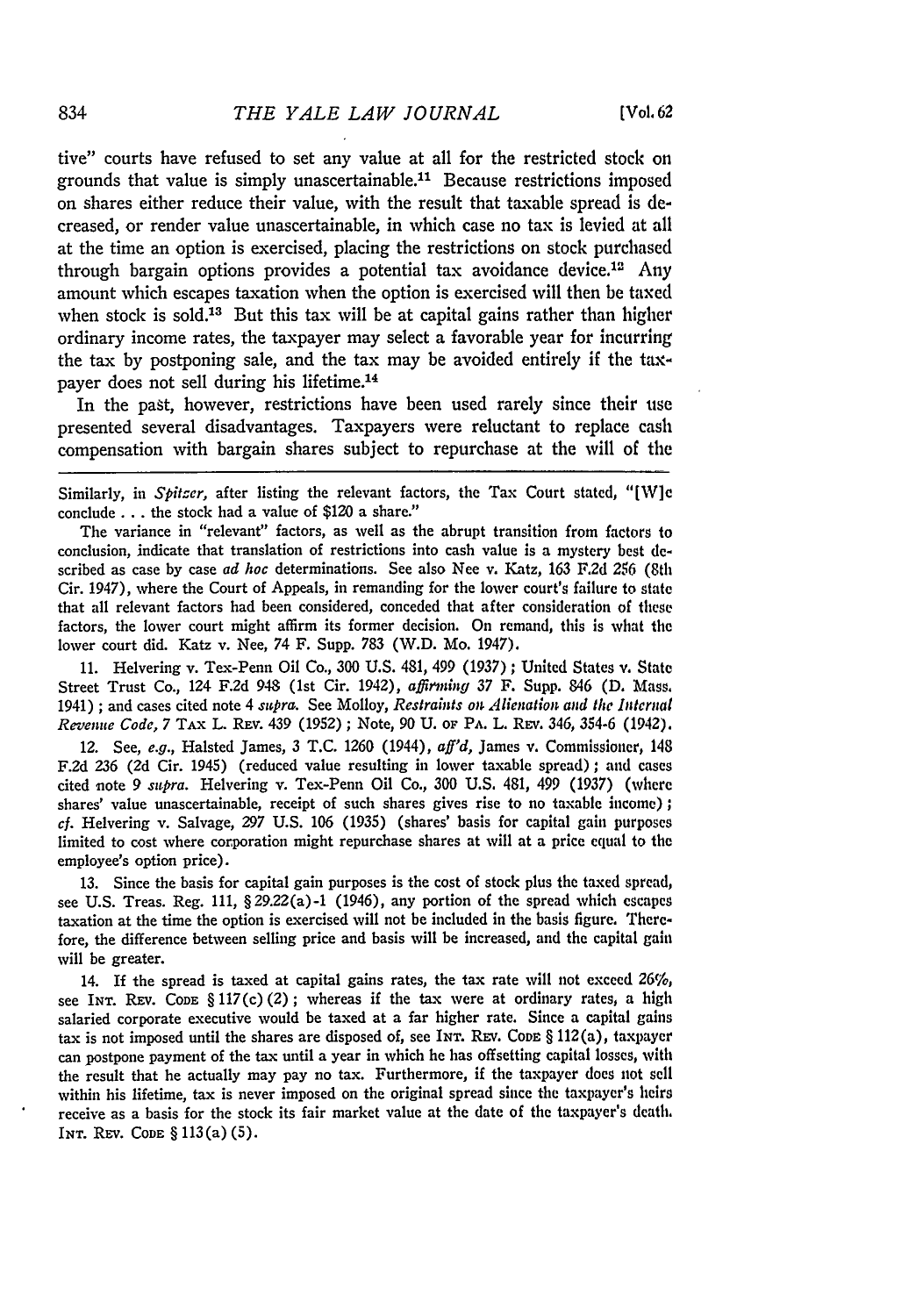tive" courts have refused to set any value at all for the restricted stock on grounds that value is simply unascertainable.[11] Because restrictions imposed on shares either reduce their value, with the result that taxable spread is decreased, or render value unascertainable, in which case no tax is levied at all at the time an option is exercised, placing the restrictions on stock purchased through bargain options provides a potential tax avoidance device.[12] Any amount which escapes taxation when the option is exercised will then be taxed when stock is sold.[13] But this tax will be at capital gains rather than higher ordinary income rates, the taxpayer may select a favorable year for incurring the tax by postponing sale, and the tax may be avoided entirely if the taxpayer does not sell during his lifetime.[14]

In the past, however, restrictions have been used rarely since their use presented several disadvantages. Taxpayers were reluctant to replace cash compensation with bargain shares subject to repurchase at the will of the

---

Similarly, in *Spitzer*, after listing the relevant factors, the Tax Court stated, "[W]e conclude . . . the stock had a value of $120 a share."

The variance in "relevant" factors, as well as the abrupt transition from factors to conclusion, indicate that translation of restrictions into cash value is a mystery best described as case by case *ad hoc* determinations. See also Nee v. Katz, 163 F.2d 256 (8th Cir. 1947), where the Court of Appeals, in remanding for the lower court's failure to state that all relevant factors had been considered, conceded that after consideration of these factors, the lower court might affirm its former decision. On remand, this is what the lower court did. Katz v. Nee, 74 F. Supp. 783 (W.D. Mo. 1947).

11. Helvering v. Tex-Penn Oil Co., 300 U.S. 481, 499 (1937); United States v. State Street Trust Co., 124 F.2d 948 (1st Cir. 1942), *affirming* 37 F. Supp. 846 (D. Mass. 1941); and cases cited note 4 *supra*. See Molloy, *Restraints on Alienation and the Internal Revenue Code*, 7 Tax L. Rev. 439 (1952); Note, 90 U. of Pa. L. Rev. 346, 354-6 (1942).

12. See, *e.g.*, Halsted James, 3 T.C. 1260 (1944), *aff'd*, James v. Commissioner, 148 F.2d 236 (2d Cir. 1945) (reduced value resulting in lower taxable spread); and cases cited note 9 *supra*. Helvering v. Tex-Penn Oil Co., 300 U.S. 481, 499 (1937) (where shares' value unascertainable, receipt of such shares gives rise to no taxable income); *cf.* Helvering v. Salvage, 297 U.S. 106 (1935) (shares' basis for capital gain purposes limited to cost where corporation might repurchase shares at will at a price equal to the employee's option price).

13. Since the basis for capital gain purposes is the cost of stock plus the taxed spread, see U.S. Treas. Reg. 111, § 29.22(a)-1 (1946), any portion of the spread which escapes taxation at the time the option is exercised will not be included in the basis figure. Therefore, the difference between selling price and basis will be increased, and the capital gain will be greater.

14. If the spread is taxed at capital gains rates, the tax rate will not exceed 26%, see Int. Rev. Code § 117(c)(2); whereas if the tax were at ordinary rates, a high salaried corporate executive would be taxed at a far higher rate. Since a capital gains tax is not imposed until the shares are disposed of, see Int. Rev. Code § 112(a), taxpayer can postpone payment of the tax until a year in which he has offsetting capital losses, with the result that he actually may pay no tax. Furthermore, if the taxpayer does not sell within his lifetime, tax is never imposed on the original spread since the taxpayer's heirs receive as a basis for the stock its fair market value at the date of the taxpayer's death. Int. Rev. Code § 113(a)(5).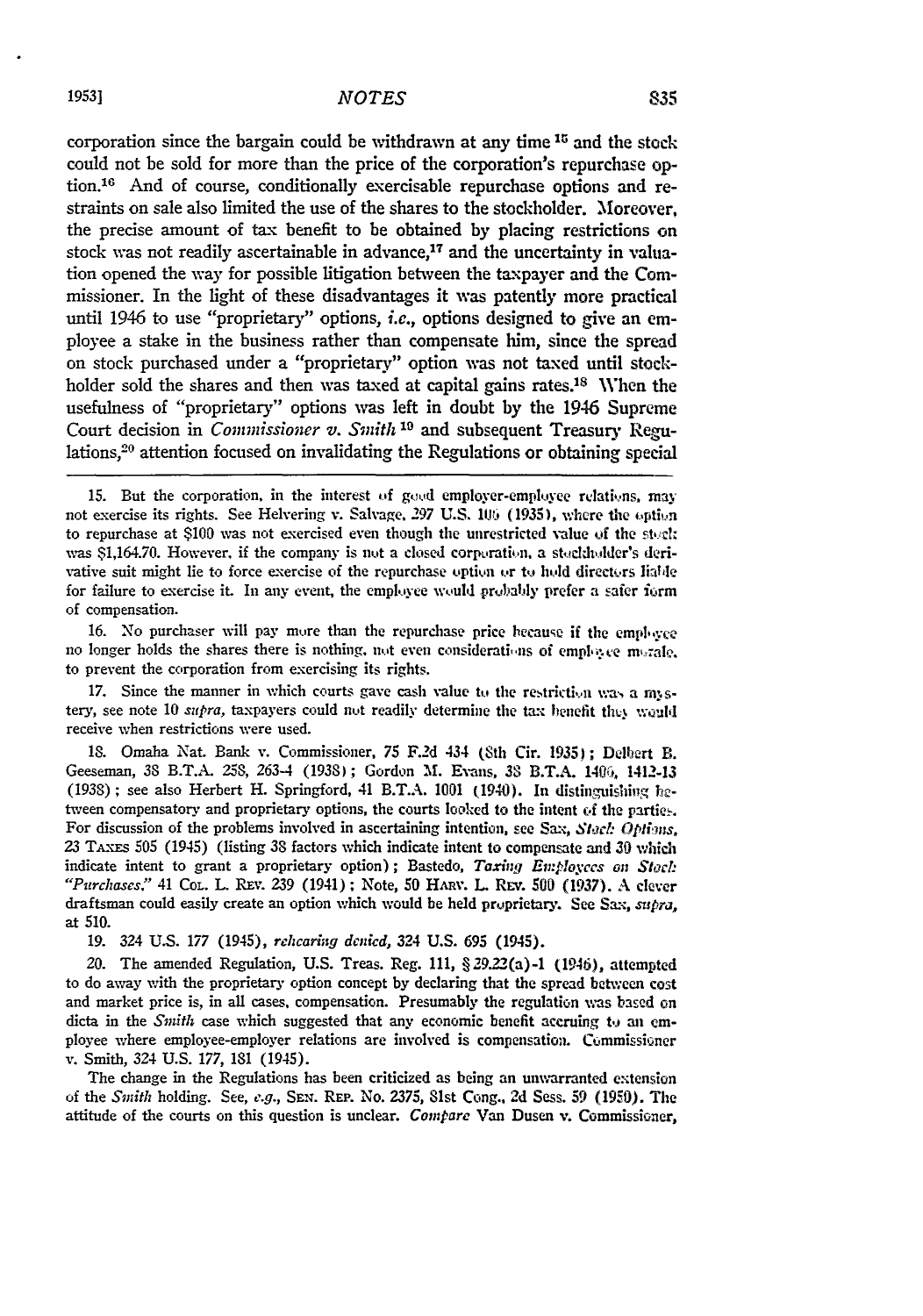corporation since the bargain could be withdrawn at any time[15] and the stock could not be sold for more than the price of the corporation's repurchase option.[16] And of course, conditionally exercisable repurchase options and restraints on sale also limited the use of the shares to the stockholder. Moreover, the precise amount of tax benefit to be obtained by placing restrictions on stock was not readily ascertainable in advance,[17] and the uncertainty in valuation opened the way for possible litigation between the taxpayer and the Commissioner. In the light of these disadvantages it was patently more practical until 1946 to use "proprietary" options, *i.e.*, options designed to give an employee a stake in the business rather than compensate him, since the spread on stock purchased under a "proprietary" option was not taxed until stockholder sold the shares and then was taxed at capital gains rates.[18] When the usefulness of "proprietary" options was left in doubt by the 1946 Supreme Court decision in *Commissioner v. Smith*[19] and subsequent Treasury Regulations,[20] attention focused on invalidating the Regulations or obtaining special

---

15. But the corporation, in the interest of good employer-employee relations, may not exercise its rights. See Helvering v. Salvage, 297 U.S. 106 (1935), where the option to repurchase at $100 was not exercised even though the unrestricted value of the stock was $1,164.70. However, if the company is not a closed corporation, a stockholder's derivative suit might lie to force exercise of the repurchase option or to hold directors liable for failure to exercise it. In any event, the employee would probably prefer a safer form of compensation.

16. No purchaser will pay more than the repurchase price because if the employee no longer holds the shares there is nothing, not even considerations of employee morale, to prevent the corporation from exercising its rights.

17. Since the manner in which courts gave cash value to the restriction was a mystery, see note 10 *supra*, taxpayers could not readily determine the tax benefit they would receive when restrictions were used.

18. Omaha Nat. Bank v. Commissioner, 75 F.2d 434 (8th Cir. 1935); Delbert B. Geeseman, 38 B.T.A. 258, 263-4 (1938); Gordon M. Evans, 38 B.T.A. 1406, 1412-13 (1938); see also Herbert H. Springford, 41 B.T.A. 1001 (1940). In distinguishing between compensatory and proprietary options, the courts looked to the intent of the parties. For discussion of the problems involved in ascertaining intention, see Sax, *Stock Options*, 23 TAXES 505 (1945) (listing 38 factors which indicate intent to compensate and 30 which indicate intent to grant a proprietary option); Bastedo, *Taxing Employees on Stock "Purchases,"* 41 COL. L. REV. 239 (1941); Note, 50 HARV. L. REV. 500 (1937). A clever draftsman could easily create an option which would be held proprietary. See Sax, *supra*, at 510.

19. 324 U.S. 177 (1945), *rehearing denied*, 324 U.S. 695 (1945).

20. The amended Regulation, U.S. Treas. Reg. 111, § 29.22(a)-1 (1946), attempted to do away with the proprietary option concept by declaring that the spread between cost and market price is, in all cases, compensation. Presumably the regulation was based on dicta in the *Smith* case which suggested that any economic benefit accruing to an employee where employee-employer relations are involved is compensation. Commissioner v. Smith, 324 U.S. 177, 181 (1945).

The change in the Regulations has been criticized as being an unwarranted extension of the *Smith* holding. See, *e.g.*, SEN. REP. No. 2375, 81st Cong., 2d Sess. 59 (1950). The attitude of the courts on this question is unclear. *Compare* Van Dusen v. Commissioner,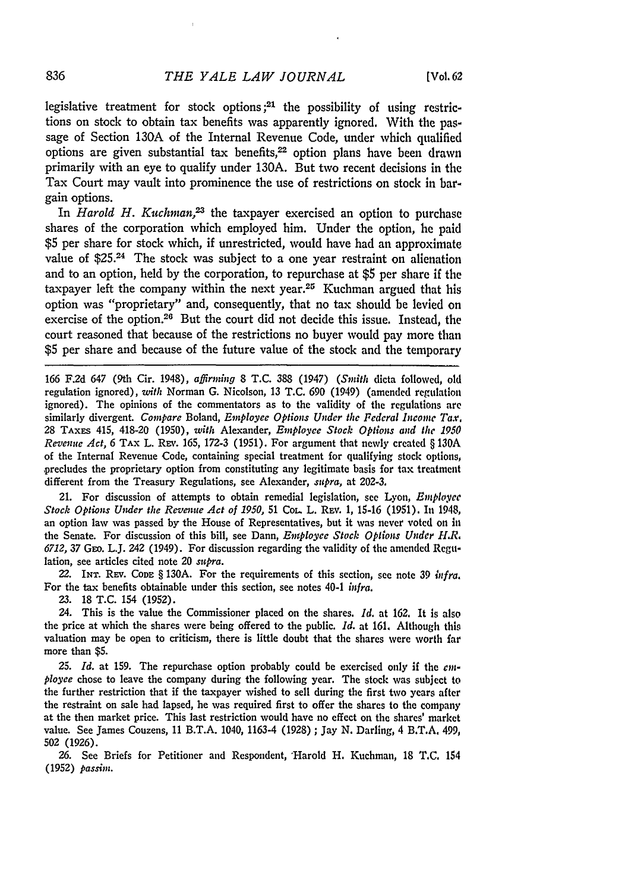legislative treatment for stock options;[21] the possibility of using restrictions on stock to obtain tax benefits was apparently ignored. With the passage of Section 130A of the Internal Revenue Code, under which qualified options are given substantial tax benefits,[22] option plans have been drawn primarily with an eye to qualify under 130A. But two recent decisions in the Tax Court may vault into prominence the use of restrictions on stock in bargain options.

In *Harold H. Kuchman*,[23] the taxpayer exercised an option to purchase shares of the corporation which employed him. Under the option, he paid $5 per share for stock which, if unrestricted, would have had an approximate value of $25.[24] The stock was subject to a one year restraint on alienation and to an option, held by the corporation, to repurchase at $5 per share if the taxpayer left the company within the next year.[25] Kuchman argued that his option was "proprietary" and, consequently, that no tax should be levied on exercise of the option.[26] But the court did not decide this issue. Instead, the court reasoned that because of the restrictions no buyer would pay more than $5 per share and because of the future value of the stock and the temporary

---

166 F.2d 647 (9th Cir. 1948), *affirming* 8 T.C. 388 (1947) (*Smith* dicta followed, old regulation ignored), *with* Norman G. Nicolson, 13 T.C. 690 (1949) (amended regulation ignored). The opinions of the commentators as to the validity of the regulations are similarly divergent. *Compare* Boland, *Employee Options Under the Federal Income Tax*, 28 TAXES 415, 418-20 (1950), *with* Alexander, *Employee Stock Options and the 1950 Revenue Act*, 6 TAX L. REV. 165, 172-3 (1951). For argument that newly created § 130A of the Internal Revenue Code, containing special treatment for qualifying stock options, precludes the proprietary option from constituting any legitimate basis for tax treatment different from the Treasury Regulations, see Alexander, *supra*, at 202-3.

21. For discussion of attempts to obtain remedial legislation, see Lyon, *Employee Stock Options Under the Revenue Act of 1950*, 51 COL. L. REV. 1, 15-16 (1951). In 1948, an option law was passed by the House of Representatives, but it was never voted on in the Senate. For discussion of this bill, see Dann, *Employee Stock Options Under H.R. 6712*, 37 GEO. L.J. 242 (1949). For discussion regarding the validity of the amended Regulation, see articles cited note 20 *supra*.

22. INT. REV. CODE § 130A. For the requirements of this section, see note 39 *infra*. For the tax benefits obtainable under this section, see notes 40-1 *infra*.

23. 18 T.C. 154 (1952).

24. This is the value the Commissioner placed on the shares. *Id.* at 162. It is also the price at which the shares were being offered to the public. *Id.* at 161. Although this valuation may be open to criticism, there is little doubt that the shares were worth far more than $5.

25. *Id.* at 159. The repurchase option probably could be exercised only if the *employee* chose to leave the company during the following year. The stock was subject to the further restriction that if the taxpayer wished to sell during the first two years after the restraint on sale had lapsed, he was required first to offer the shares to the company at the then market price. This last restriction would have no effect on the shares' market value. See James Couzens, 11 B.T.A. 1040, 1163-4 (1928); Jay N. Darling, 4 B.T.A. 499, 502 (1926).

26. See Briefs for Petitioner and Respondent, Harold H. Kuchman, 18 T.C. 154 (1952) *passim*.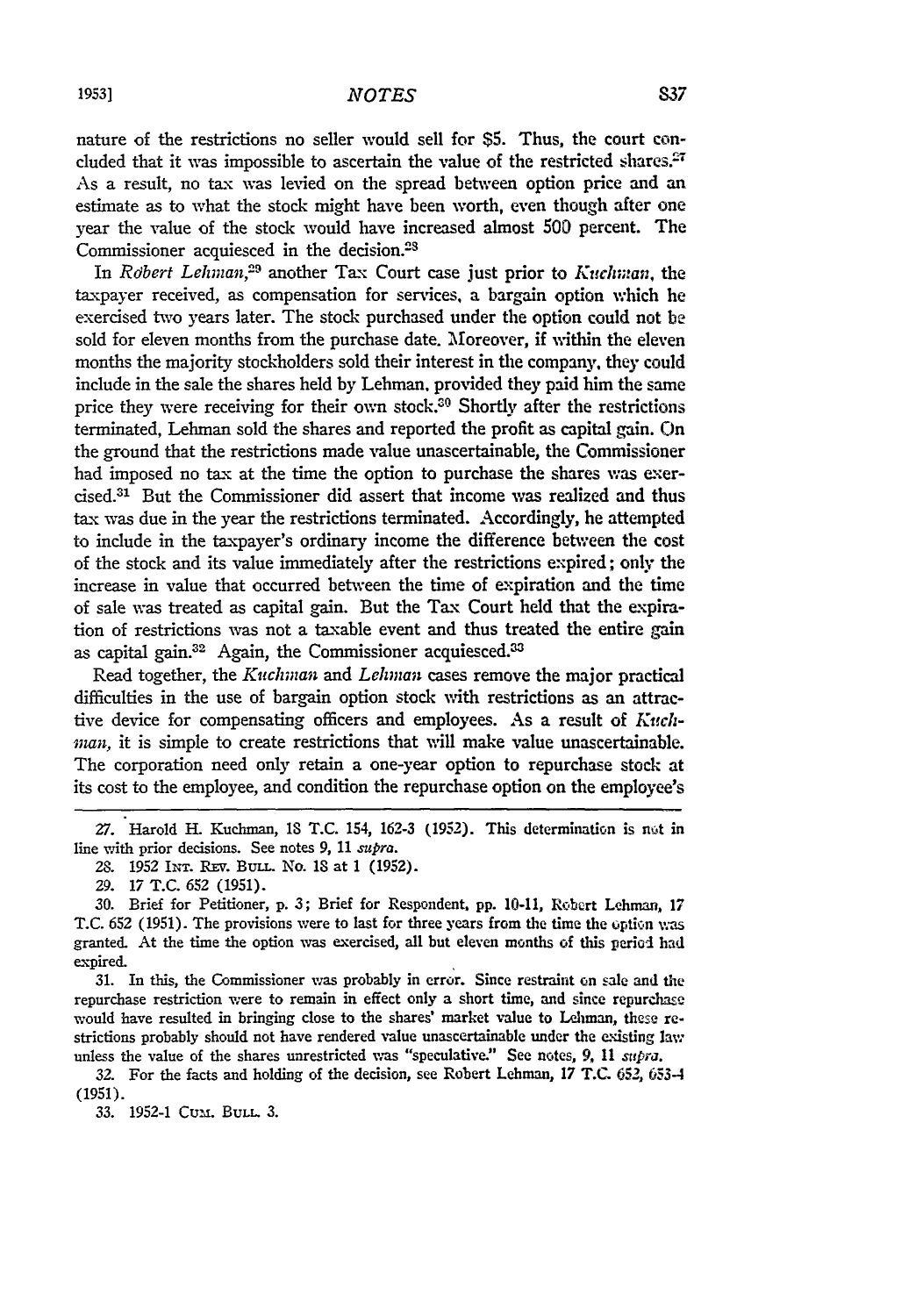nature of the restrictions no seller would sell for $5. Thus, the court concluded that it was impossible to ascertain the value of the restricted shares.[27] As a result, no tax was levied on the spread between option price and an estimate as to what the stock might have been worth, even though after one year the value of the stock would have increased almost 500 percent. The Commissioner acquiesced in the decision.[28]

In *Robert Lehman*,[29] another Tax Court case just prior to *Kuchman*, the taxpayer received, as compensation for services, a bargain option which he exercised two years later. The stock purchased under the option could not be sold for eleven months from the purchase date. Moreover, if within the eleven months the majority stockholders sold their interest in the company, they could include in the sale the shares held by Lehman, provided they paid him the same price they were receiving for their own stock.[30] Shortly after the restrictions terminated, Lehman sold the shares and reported the profit as capital gain. On the ground that the restrictions made value unascertainable, the Commissioner had imposed no tax at the time the option to purchase the shares was exercised.[31] But the Commissioner did assert that income was realized and thus tax was due in the year the restrictions terminated. Accordingly, he attempted to include in the taxpayer's ordinary income the difference between the cost of the stock and its value immediately after the restrictions expired; only the increase in value that occurred between the time of expiration and the time of sale was treated as capital gain. But the Tax Court held that the expiration of restrictions was not a taxable event and thus treated the entire gain as capital gain.[32] Again, the Commissioner acquiesced.[33]

Read together, the *Kuchman* and *Lehman* cases remove the major practical difficulties in the use of bargain option stock with restrictions as an attractive device for compensating officers and employees. As a result of *Kuchman*, it is simple to create restrictions that will make value unascertainable. The corporation need only retain a one-year option to repurchase stock at its cost to the employee, and condition the repurchase option on the employee's

---

27. Harold H. Kuchman, 18 T.C. 154, 162-3 (1952). This determination is not in line with prior decisions. See notes 9, 11 *supra*.

28. 1952 INT. REV. BULL. No. 18 at 1 (1952).

29. 17 T.C. 652 (1951).

30. Brief for Petitioner, p. 3; Brief for Respondent, pp. 10-11, Robert Lehman, 17 T.C. 652 (1951). The provisions were to last for three years from the time the option was granted. At the time the option was exercised, all but eleven months of this period had expired.

31. In this, the Commissioner was probably in error. Since restraint on sale and the repurchase restriction were to remain in effect only a short time, and since repurchase would have resulted in bringing close to the shares' market value to Lehman, these restrictions probably should not have rendered value unascertainable under the existing law unless the value of the shares unrestricted was "speculative." See notes, 9, 11 *supra*.

32. For the facts and holding of the decision, see Robert Lehman, 17 T.C. 652, 653-4 (1951).

33. 1952-1 CUM. BULL. 3.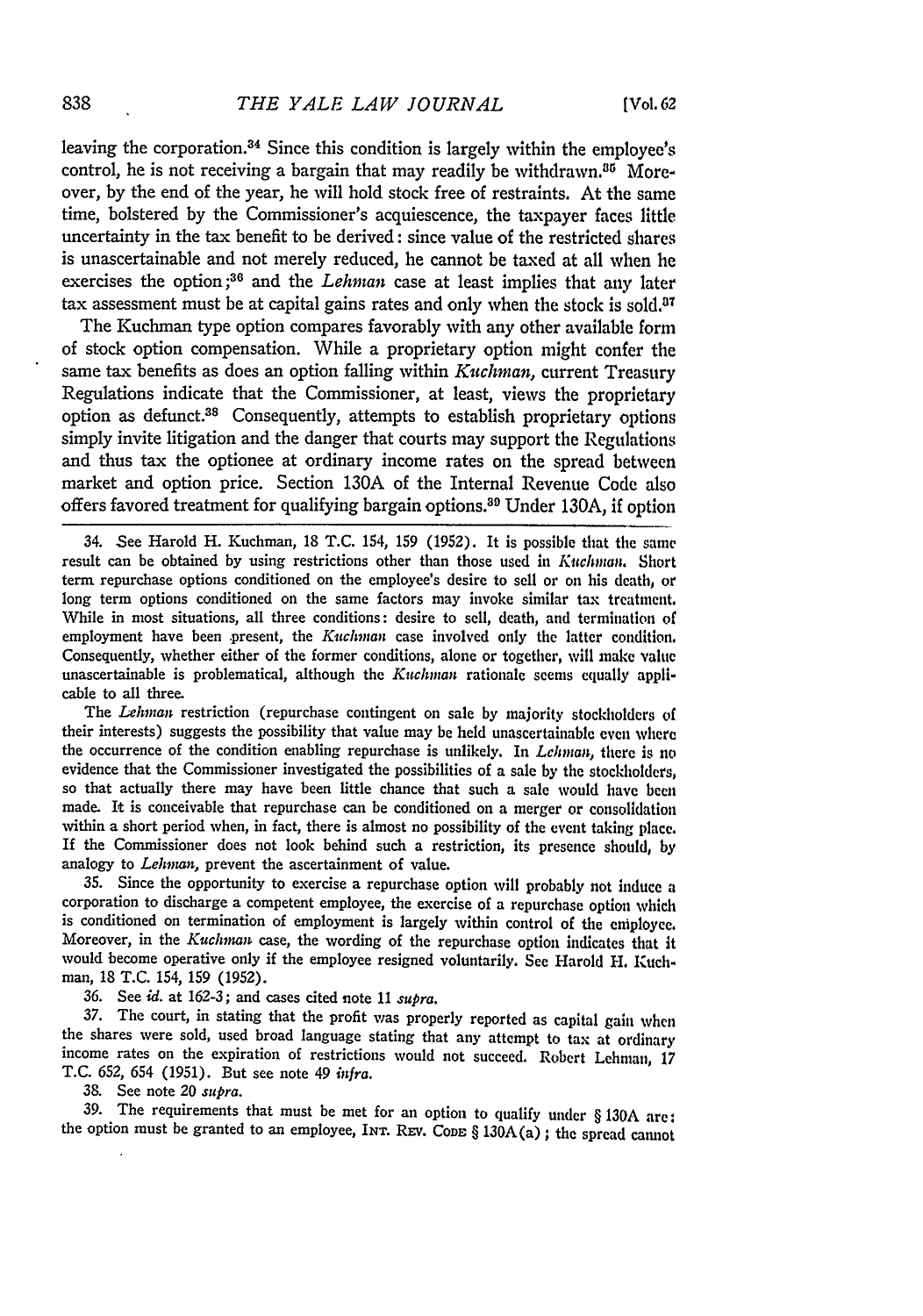leaving the corporation.[34] Since this condition is largely within the employee's control, he is not receiving a bargain that may readily be withdrawn.[35] Moreover, by the end of the year, he will hold stock free of restraints. At the same time, bolstered by the Commissioner's acquiescence, the taxpayer faces little uncertainty in the tax benefit to be derived: since value of the restricted shares is unascertainable and not merely reduced, he cannot be taxed at all when he exercises the option;[36] and the *Lehman* case at least implies that any later tax assessment must be at capital gains rates and only when the stock is sold.[37]

The Kuchman type option compares favorably with any other available form of stock option compensation. While a proprietary option might confer the same tax benefits as does an option falling within *Kuchman*, current Treasury Regulations indicate that the Commissioner, at least, views the proprietary option as defunct.[38] Consequently, attempts to establish proprietary options simply invite litigation and the danger that courts may support the Regulations and thus tax the optionee at ordinary income rates on the spread between market and option price. Section 130A of the Internal Revenue Code also offers favored treatment for qualifying bargain options.[39] Under 130A, if option

---

34. See Harold H. Kuchman, 18 T.C. 154, 159 (1952). It is possible that the same result can be obtained by using restrictions other than those used in *Kuchman*. Short term repurchase options conditioned on the employee's desire to sell or on his death, or long term options conditioned on the same factors may invoke similar tax treatment. While in most situations, all three conditions: desire to sell, death, and termination of employment have been present, the *Kuchman* case involved only the latter condition. Consequently, whether either of the former conditions, alone or together, will make value unascertainable is problematical, although the *Kuchman* rationale seems equally applicable to all three.

The *Lehman* restriction (repurchase contingent on sale by majority stockholders of their interests) suggests the possibility that value may be held unascertainable even where the occurrence of the condition enabling repurchase is unlikely. In *Lehman*, there is no evidence that the Commissioner investigated the possibilities of a sale by the stockholders, so that actually there may have been little chance that such a sale would have been made. It is conceivable that repurchase can be conditioned on a merger or consolidation within a short period when, in fact, there is almost no possibility of the event taking place. If the Commissioner does not look behind such a restriction, its presence should, by analogy to *Lehman*, prevent the ascertainment of value.

35. Since the opportunity to exercise a repurchase option will probably not induce a corporation to discharge a competent employee, the exercise of a repurchase option which is conditioned on termination of employment is largely within control of the employee. Moreover, in the *Kuchman* case, the wording of the repurchase option indicates that it would become operative only if the employee resigned voluntarily. See Harold H. Kuchman, 18 T.C. 154, 159 (1952).

36. See *id.* at 162-3; and cases cited note 11 *supra*.

37. The court, in stating that the profit was properly reported as capital gain when the shares were sold, used broad language stating that any attempt to tax at ordinary income rates on the expiration of restrictions would not succeed. Robert Lehman, 17 T.C. 652, 654 (1951). But see note 49 *infra*.

38. See note 20 *supra*.

39. The requirements that must be met for an option to qualify under § 130A are: the option must be granted to an employee, INT. REV. CODE § 130A(a); the spread cannot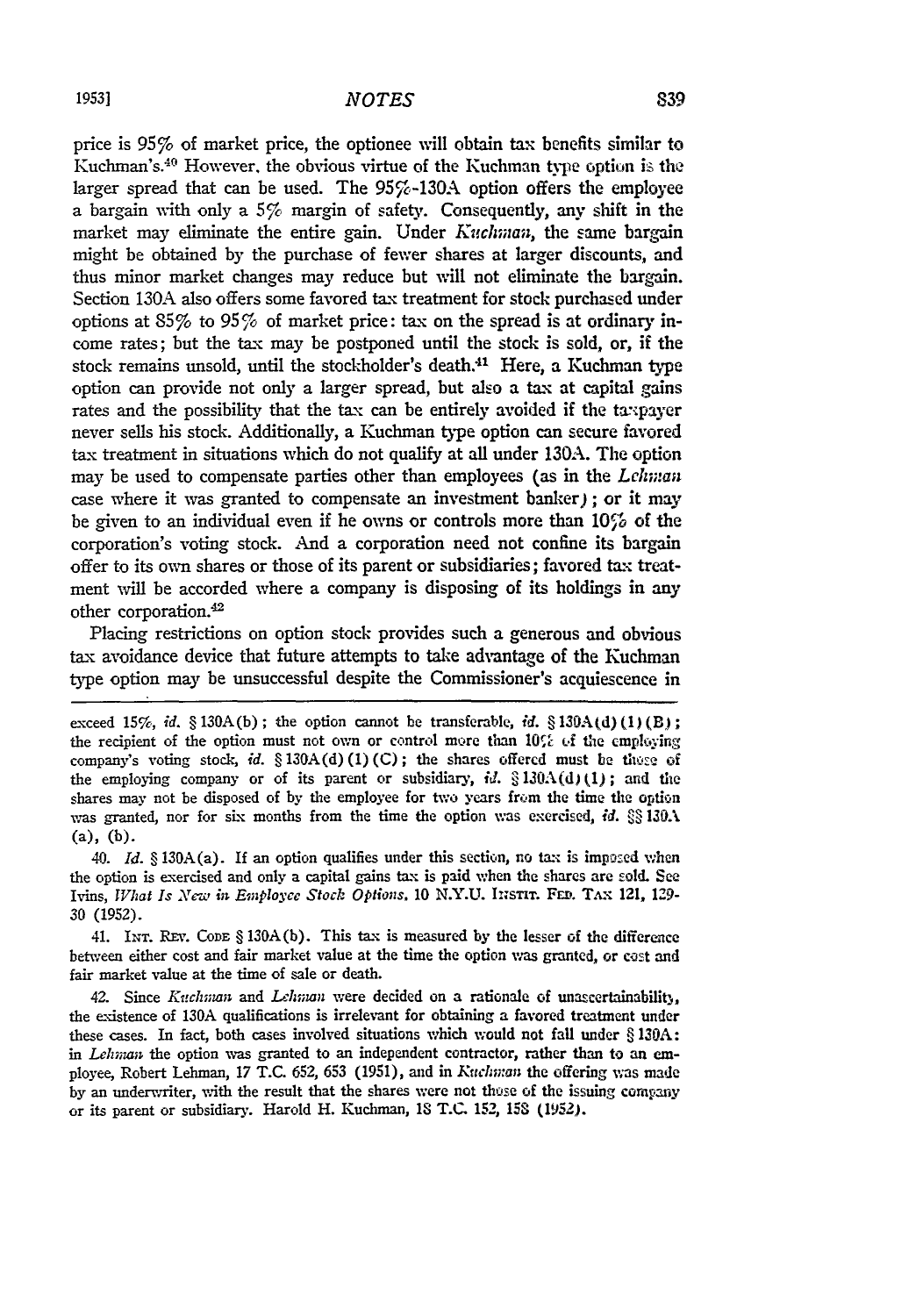price is 95% of market price, the optionee will obtain tax benefits similar to Kuchman's.[40] However, the obvious virtue of the Kuchman type option is the larger spread that can be used. The 95%-130A option offers the employee a bargain with only a 5% margin of safety. Consequently, any shift in the market may eliminate the entire gain. Under *Kuchman*, the same bargain might be obtained by the purchase of fewer shares at larger discounts, and thus minor market changes may reduce but will not eliminate the bargain. Section 130A also offers some favored tax treatment for stock purchased under options at 85% to 95% of market price: tax on the spread is at ordinary income rates; but the tax may be postponed until the stock is sold, or, if the stock remains unsold, until the stockholder's death.[41] Here, a Kuchman type option can provide not only a larger spread, but also a tax at capital gains rates and the possibility that the tax can be entirely avoided if the taxpayer never sells his stock. Additionally, a Kuchman type option can secure favored tax treatment in situations which do not qualify at all under 130A. The option may be used to compensate parties other than employees (as in the *Lehman* case where it was granted to compensate an investment banker); or it may be given to an individual even if he owns or controls more than 10% of the corporation's voting stock. And a corporation need not confine its bargain offer to its own shares or those of its parent or subsidiaries; favored tax treatment will be accorded where a company is disposing of its holdings in any other corporation.[42]

Placing restrictions on option stock provides such a generous and obvious tax avoidance device that future attempts to take advantage of the Kuchman type option may be unsuccessful despite the Commissioner's acquiescence in

---

exceed 15%, *id.* § 130A(b); the option cannot be transferable, *id.* § 130A(d)(1)(B); the recipient of the option must not own or control more than 10% of the employing company's voting stock, *id.* § 130A(d)(1)(C); the shares offered must be those of the employing company or of its parent or subsidiary, *id.* § 130A(d)(1); and the shares may not be disposed of by the employee for two years from the time the option was granted, nor for six months from the time the option was exercised, *id.* §§ 130A (a), (b).

40. *Id.* § 130A(a). If an option qualifies under this section, no tax is imposed when the option is exercised and only a capital gains tax is paid when the shares are sold. See Ivins, *What Is New in Employee Stock Options*, 10 N.Y.U. INSTIT. FED. TAX 121, 129-30 (1952).

41. INT. REV. CODE § 130A(b). This tax is measured by the lesser of the difference between either cost and fair market value at the time the option was granted, or cost and fair market value at the time of sale or death.

42. Since *Kuchman* and *Lehman* were decided on a rationale of unascertainability, the existence of 130A qualifications is irrelevant for obtaining a favored treatment under these cases. In fact, both cases involved situations which would not fall under § 130A: in *Lehman* the option was granted to an independent contractor, rather than to an employee, Robert Lehman, 17 T.C. 652, 653 (1951), and in *Kuchman* the offering was made by an underwriter, with the result that the shares were not those of the issuing company or its parent or subsidiary. Harold H. Kuchman, 18 T.C. 152, 158 (1952).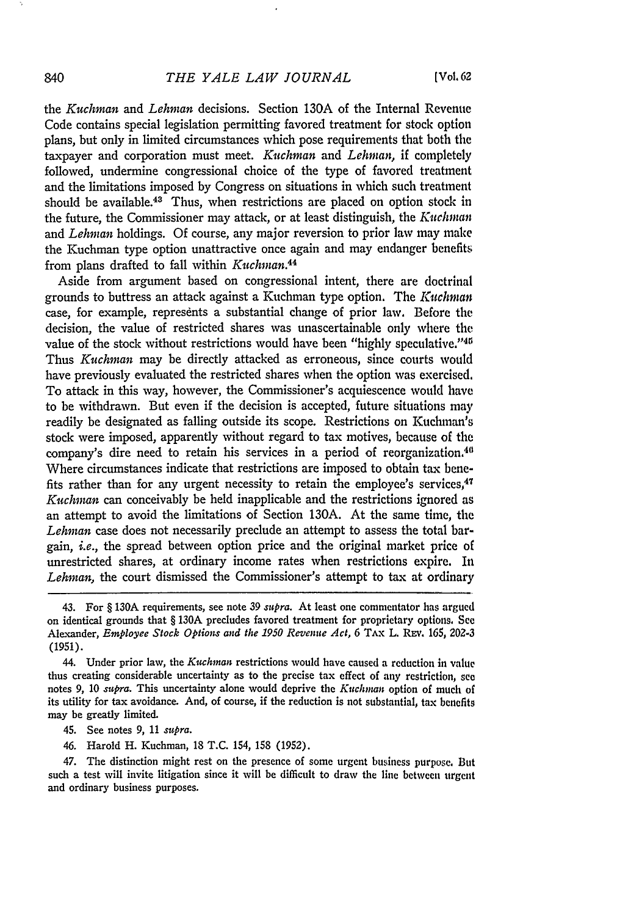the *Kuchman* and *Lehman* decisions. Section 130A of the Internal Revenue Code contains special legislation permitting favored treatment for stock option plans, but only in limited circumstances which pose requirements that both the taxpayer and corporation must meet. *Kuchman* and *Lehman*, if completely followed, undermine congressional choice of the type of favored treatment and the limitations imposed by Congress on situations in which such treatment should be available.[43] Thus, when restrictions are placed on option stock in the future, the Commissioner may attack, or at least distinguish, the *Kuchman* and *Lehman* holdings. Of course, any major reversion to prior law may make the Kuchman type option unattractive once again and may endanger benefits from plans drafted to fall within *Kuchman*.[44]

Aside from argument based on congressional intent, there are doctrinal grounds to buttress an attack against a Kuchman type option. The *Kuchman* case, for example, represents a substantial change of prior law. Before the decision, the value of restricted shares was unascertainable only where the value of the stock without restrictions would have been "highly speculative."[45] Thus *Kuchman* may be directly attacked as erroneous, since courts would have previously evaluated the restricted shares when the option was exercised. To attack in this way, however, the Commissioner's acquiescence would have to be withdrawn. But even if the decision is accepted, future situations may readily be designated as falling outside its scope. Restrictions on Kuchman's stock were imposed, apparently without regard to tax motives, because of the company's dire need to retain his services in a period of reorganization.[46] Where circumstances indicate that restrictions are imposed to obtain tax benefits rather than for any urgent necessity to retain the employee's services,[47] *Kuchman* can conceivably be held inapplicable and the restrictions ignored as an attempt to avoid the limitations of Section 130A. At the same time, the *Lehman* case does not necessarily preclude an attempt to assess the total bargain, *i.e.*, the spread between option price and the original market price of unrestricted shares, at ordinary income rates when restrictions expire. In *Lehman*, the court dismissed the Commissioner's attempt to tax at ordinary

---

43. For § 130A requirements, see note 39 *supra*. At least one commentator has argued on identical grounds that § 130A precludes favored treatment for proprietary options. See Alexander, *Employee Stock Options and the 1950 Revenue Act*, 6 TAX L. REV. 165, 202-3 (1951).

44. Under prior law, the *Kuchman* restrictions would have caused a reduction in value thus creating considerable uncertainty as to the precise tax effect of any restriction, see notes 9, 10 *supra*. This uncertainty alone would deprive the *Kuchman* option of much of its utility for tax avoidance. And, of course, if the reduction is not substantial, tax benefits may be greatly limited.

45. See notes 9, 11 *supra*.

46. Harold H. Kuchman, 18 T.C. 154, 158 (1952).

47. The distinction might rest on the presence of some urgent business purpose. But such a test will invite litigation since it will be difficult to draw the line between urgent and ordinary business purposes.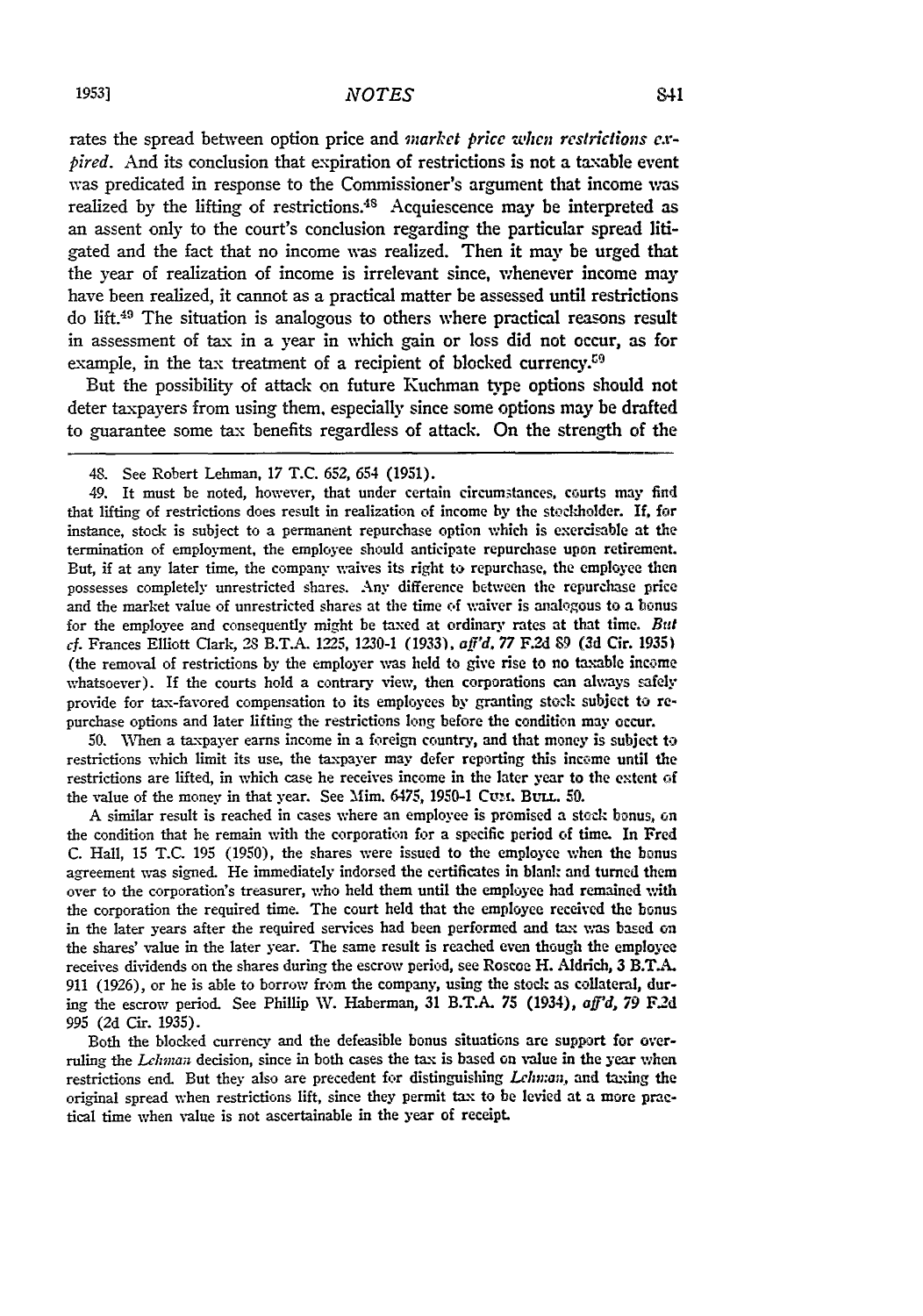rates the spread between option price and *market price when restrictions expired*. And its conclusion that expiration of restrictions is not a taxable event was predicated in response to the Commissioner's argument that income was realized by the lifting of restrictions.[48] Acquiescence may be interpreted as an assent only to the court's conclusion regarding the particular spread litigated and the fact that no income was realized. Then it may be urged that the year of realization of income is irrelevant since, whenever income may have been realized, it cannot as a practical matter be assessed until restrictions do lift.[49] The situation is analogous to others where practical reasons result in assessment of tax in a year in which gain or loss did not occur, as for example, in the tax treatment of a recipient of blocked currency.[50]

But the possibility of attack on future Kuchman type options should not deter taxpayers from using them, especially since some options may be drafted to guarantee some tax benefits regardless of attack. On the strength of the

48. See Robert Lehman, 17 T.C. 652, 654 (1951).

49. It must be noted, however, that under certain circumstances, courts may find that lifting of restrictions does result in realization of income by the stockholder. If, for instance, stock is subject to a permanent repurchase option which is exercisable at the termination of employment, the employee should anticipate repurchase upon retirement. But, if at any later time, the company waives its right to repurchase, the employee then possesses completely unrestricted shares. Any difference between the repurchase price and the market value of unrestricted shares at the time of waiver is analogous to a bonus for the employee and consequently might be taxed at ordinary rates at that time. *But cf.* Frances Elliott Clark, 28 B.T.A. 1225, 1230-1 (1933), *aff'd*, 77 F.2d 89 (3d Cir. 1935) (the removal of restrictions by the employer was held to give rise to no taxable income whatsoever). If the courts hold a contrary view, then corporations can always safely provide for tax-favored compensation to its employees by granting stock subject to repurchase options and later lifting the restrictions long before the condition may occur.

50. When a taxpayer earns income in a foreign country, and that money is subject to restrictions which limit its use, the taxpayer may defer reporting this income until the restrictions are lifted, in which case he receives income in the later year to the extent of the value of the money in that year. See Mim. 6475, 1950-1 Cum. Bull. 50.

A similar result is reached in cases where an employee is promised a stock bonus, on the condition that he remain with the corporation for a specific period of time. In Fred C. Hall, 15 T.C. 195 (1950), the shares were issued to the employee when the bonus agreement was signed. He immediately indorsed the certificates in blank and turned them over to the corporation's treasurer, who held them until the employee had remained with the corporation the required time. The court held that the employee received the bonus in the later years after the required services had been performed and tax was based on the shares' value in the later year. The same result is reached even though the employee receives dividends on the shares during the escrow period, see Roscoe H. Aldrich, 3 B.T.A. 911 (1926), or he is able to borrow from the company, using the stock as collateral, during the escrow period. See Phillip W. Haberman, 31 B.T.A. 75 (1934), *aff'd*, 79 F.2d 995 (2d Cir. 1935).

Both the blocked currency and the defeasible bonus situations are support for overruling the *Lehman* decision, since in both cases the tax is based on value in the year when restrictions end. But they also are precedent for distinguishing *Lehman*, and taxing the original spread when restrictions lift, since they permit tax to be levied at a more practical time when value is not ascertainable in the year of receipt.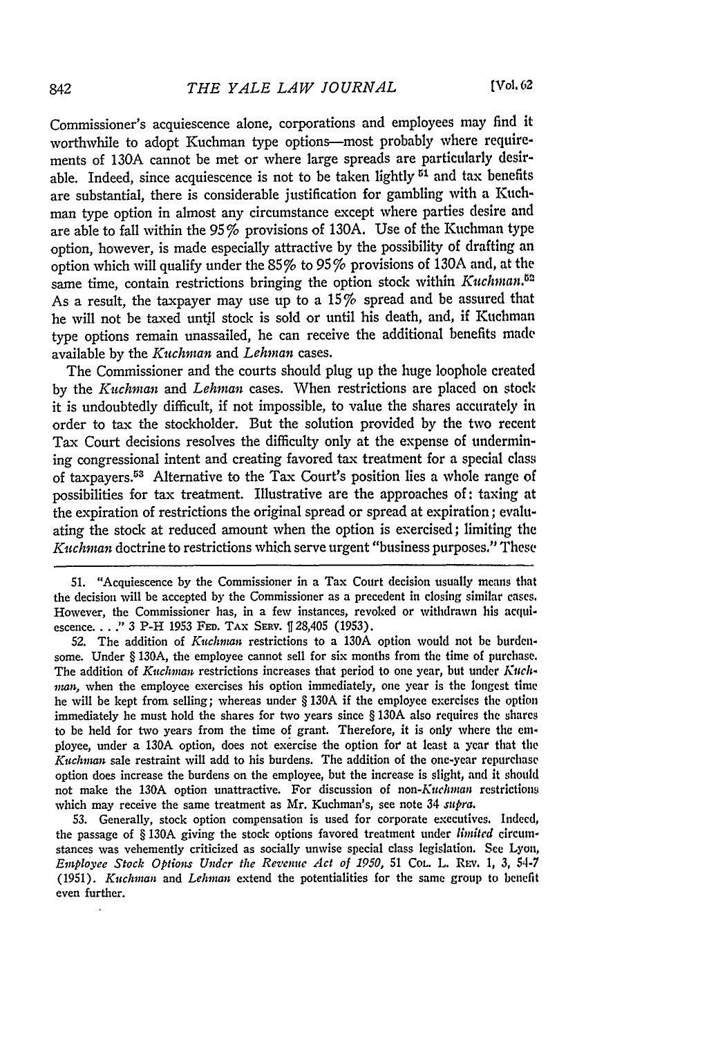Commissioner's acquiescence alone, corporations and employees may find it worthwhile to adopt Kuchman type options—most probably where requirements of 130A cannot be met or where large spreads are particularly desirable. Indeed, since acquiescence is not to be taken lightly [51] and tax benefits are substantial, there is considerable justification for gambling with a Kuchman type option in almost any circumstance except where parties desire and are able to fall within the 95% provisions of 130A. Use of the Kuchman type option, however, is made especially attractive by the possibility of drafting an option which will qualify under the 85% to 95% provisions of 130A and, at the same time, contain restrictions bringing the option stock within *Kuchman*.[52] As a result, the taxpayer may use up to a 15% spread and be assured that he will not be taxed until stock is sold or until his death, and, if Kuchman type options remain unassailed, he can receive the additional benefits made available by the *Kuchman* and *Lehman* cases.

The Commissioner and the courts should plug up the huge loophole created by the *Kuchman* and *Lehman* cases. When restrictions are placed on stock it is undoubtedly difficult, if not impossible, to value the shares accurately in order to tax the stockholder. But the solution provided by the two recent Tax Court decisions resolves the difficulty only at the expense of undermining congressional intent and creating favored tax treatment for a special class of taxpayers.[53] Alternative to the Tax Court's position lies a whole range of possibilities for tax treatment. Illustrative are the approaches of: taxing at the expiration of restrictions the original spread or spread at expiration; evaluating the stock at reduced amount when the option is exercised; limiting the *Kuchman* doctrine to restrictions which serve urgent "business purposes." These

---

51. "Acquiescence by the Commissioner in a Tax Court decision usually means that the decision will be accepted by the Commissioner as a precedent in closing similar cases. However, the Commissioner has, in a few instances, revoked or withdrawn his acquiescence. . . ." 3 P-H 1953 FED. TAX SERV. ¶ 28,405 (1953).

52. The addition of *Kuchman* restrictions to a 130A option would not be burdensome. Under § 130A, the employee cannot sell for six months from the time of purchase. The addition of *Kuchman* restrictions increases that period to one year, but under *Kuchman*, when the employee exercises his option immediately, one year is the longest time he will be kept from selling; whereas under § 130A if the employee exercises the option immediately he must hold the shares for two years since § 130A also requires the shares to be held for two years from the time of grant. Therefore, it is only where the employee, under a 130A option, does not exercise the option for at least a year that the *Kuchman* sale restraint will add to his burdens. The addition of the one-year repurchase option does increase the burdens on the employee, but the increase is slight, and it should not make the 130A option unattractive. For discussion of non-*Kuchman* restrictions which may receive the same treatment as Mr. Kuchman's, see note 34 *supra*.

53. Generally, stock option compensation is used for corporate executives. Indeed, the passage of § 130A giving the stock options favored treatment under *limited* circumstances was vehemently criticized as socially unwise special class legislation. See Lyon, *Employee Stock Options Under the Revenue Act of 1950*, 51 COL. L. REV. 1, 3, 54-7 (1951). *Kuchman* and *Lehman* extend the potentialities for the same group to benefit even further.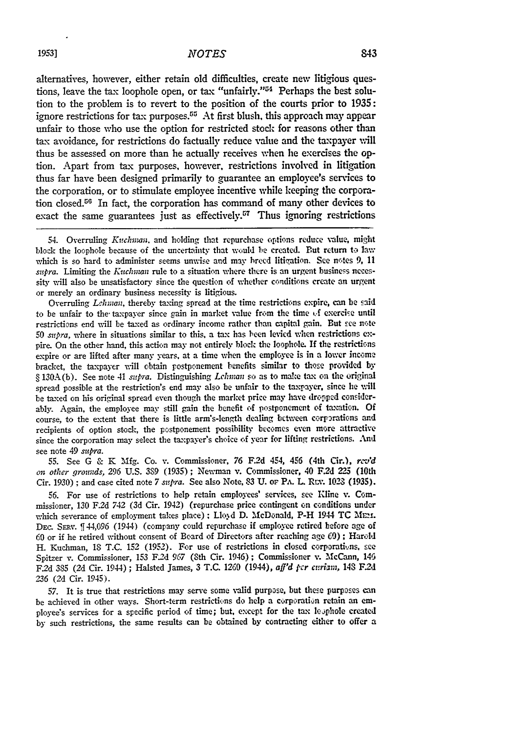alternatives, however, either retain old difficulties, create new litigious questions, leave the tax loophole open, or tax "unfairly."[54] Perhaps the best solution to the problem is to revert to the position of the courts prior to 1935: ignore restrictions for tax purposes.[55] At first blush, this approach may appear unfair to those who use the option for restricted stock for reasons other than tax avoidance, for restrictions do factually reduce value and the taxpayer will thus be assessed on more than he actually receives when he exercises the option. Apart from tax purposes, however, restrictions involved in litigation thus far have been designed primarily to guarantee an employee's services to the corporation, or to stimulate employee incentive while keeping the corporation closed.[56] In fact, the corporation has command of many other devices to exact the same guarantees just as effectively.[57] Thus ignoring restrictions

---

54. Overruling *Kuchman*, and holding that repurchase options reduce value, might block the loophole because of the uncertainty that would be created. But return to law which is so hard to administer seems unwise and may breed litigation. See notes 9, 11 *supra*. Limiting the *Kuchman* rule to a situation where there is an urgent business necessity will also be unsatisfactory since the question of whether conditions create an urgent or merely an ordinary business necessity is litigious.

Overruling *Lehman*, thereby taxing spread at the time restrictions expire, can be said to be unfair to the taxpayer since gain in market value from the time of exercise until restrictions end will be taxed as ordinary income rather than capital gain. But see note 50 *supra*, where in situations similar to this, a tax has been levied when restrictions expire. On the other hand, this action may not entirely block the loophole. If the restrictions expire or are lifted after many years, at a time when the employee is in a lower income bracket, the taxpayer will obtain postponement benefits similar to those provided by § 130A(b). See note 41 *supra*. Distinguishing *Lehman* so as to make tax on the original spread possible at the restriction's end may also be unfair to the taxpayer, since he will be taxed on his original spread even though the market price may have dropped considerably. Again, the employee may still gain the benefit of postponement of taxation. Of course, to the extent that there is little arm's-length dealing between corporations and recipients of option stock, the postponement possibility becomes even more attractive since the corporation may select the taxpayer's choice of year for lifting restrictions. And see note 49 *supra*.

55. See G & K Mfg. Co. v. Commissioner, 76 F.2d 454, 456 (4th Cir.), *rev'd on other grounds*, 296 U.S. 389 (1935); Newman v. Commissioner, 40 F.2d 225 (10th Cir. 1930); and case cited note 7 *supra*. See also Note, 83 U. of Pa. L. Rev. 1023 (1935).

56. For use of restrictions to help retain employees' services, see Kline v. Commissioner, 130 F.2d 742 (3d Cir. 1942) (repurchase price contingent on conditions under which severance of employment takes place); Lloyd D. McDonald, P-H 1944 TC Mem. Dec. Serv. ¶ 44,096 (1944) (company could repurchase if employee retired before age of 60 or if he retired without consent of Board of Directors after reaching age 60); Harold H. Kuchman, 18 T.C. 152 (1952). For use of restrictions in closed corporations, see Spitzer v. Commissioner, 153 F.2d 967 (8th Cir. 1946); Commissioner v. McCann, 146 F.2d 385 (2d Cir. 1944); Halsted James, 3 T.C. 1260 (1944), *aff'd per curiam*, 148 F.2d 236 (2d Cir. 1945).

57. It is true that restrictions may serve some valid purpose, but these purposes can be achieved in other ways. Short-term restrictions do help a corporation retain an employee's services for a specific period of time; but, except for the tax loophole created by such restrictions, the same results can be obtained by contracting either to offer a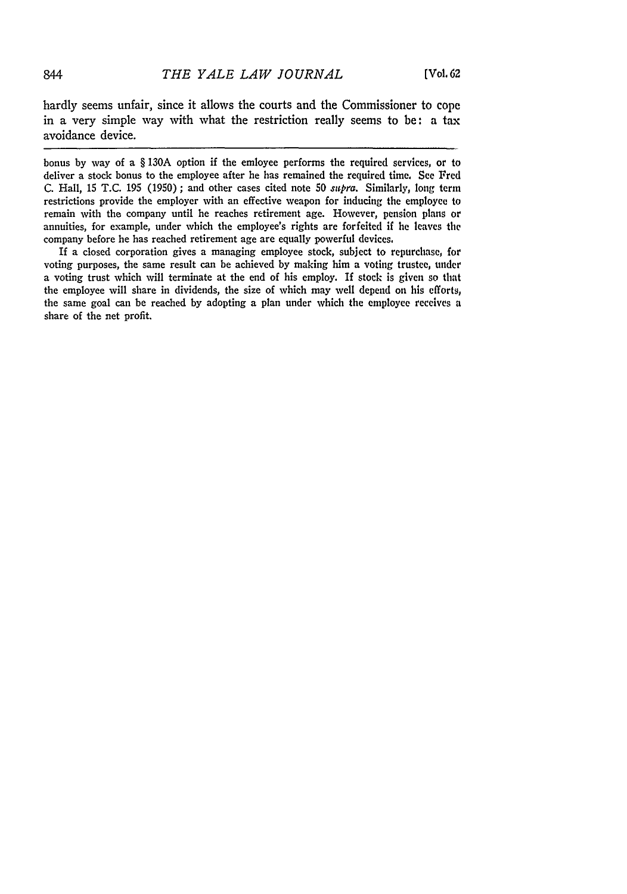hardly seems unfair, since it allows the courts and the Commissioner to cope in a very simple way with what the restriction really seems to be: a tax avoidance device.

---

bonus by way of a § 130A option if the emloyee performs the required services, or to deliver a stock bonus to the employee after he has remained the required time. See Fred C. Hall, 15 T.C. 195 (1950); and other cases cited note 50 *supra*. Similarly, long term restrictions provide the employer with an effective weapon for inducing the employee to remain with the company until he reaches retirement age. However, pension plans or annuities, for example, under which the employee's rights are forfeited if he leaves the company before he has reached retirement age are equally powerful devices.

If a closed corporation gives a managing employee stock, subject to repurchase, for voting purposes, the same result can be achieved by making him a voting trustee, under a voting trust which will terminate at the end of his employ. If stock is given so that the employee will share in dividends, the size of which may well depend on his efforts, the same goal can be reached by adopting a plan under which the employee receives a share of the net profit.